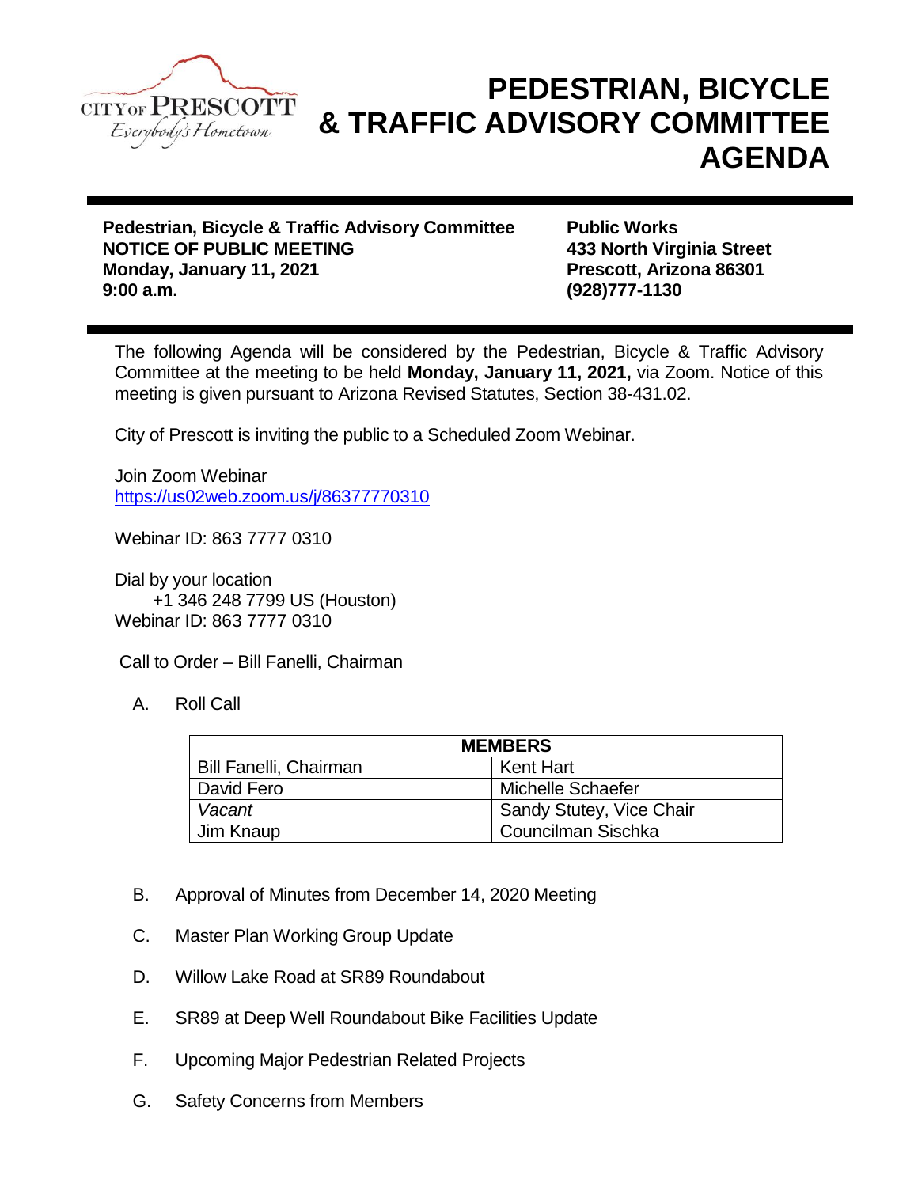CITY OF PRESCOTT
*Everybody's Hometown*

# PEDESTRIAN, BICYCLE & TRAFFIC ADVISORY COMMITTEE AGENDA

**Pedestrian, Bicycle & Traffic Advisory Committee**
**NOTICE OF PUBLIC MEETING**
**Monday, January 11, 2021**
**9:00 a.m.**

**Public Works**
**433 North Virginia Street**
**Prescott, Arizona 86301**
**(928)777-1130**

The following Agenda will be considered by the Pedestrian, Bicycle & Traffic Advisory Committee at the meeting to be held **Monday, January 11, 2021,** via Zoom. Notice of this meeting is given pursuant to Arizona Revised Statutes, Section 38-431.02.

City of Prescott is inviting the public to a Scheduled Zoom Webinar.

Join Zoom Webinar
https://us02web.zoom.us/j/86377770310

Webinar ID: 863 7777 0310

Dial by your location
+1 346 248 7799 US (Houston)
Webinar ID: 863 7777 0310

Call to Order – Bill Fanelli, Chairman

A. Roll Call

| MEMBERS | |
|---|---|
| Bill Fanelli, Chairman | Kent Hart |
| David Fero | Michelle Schaefer |
| *Vacant* | Sandy Stutey, Vice Chair |
| Jim Knaup | Councilman Sischka |

B. Approval of Minutes from December 14, 2020 Meeting

C. Master Plan Working Group Update

D. Willow Lake Road at SR89 Roundabout

E. SR89 at Deep Well Roundabout Bike Facilities Update

F. Upcoming Major Pedestrian Related Projects

G. Safety Concerns from Members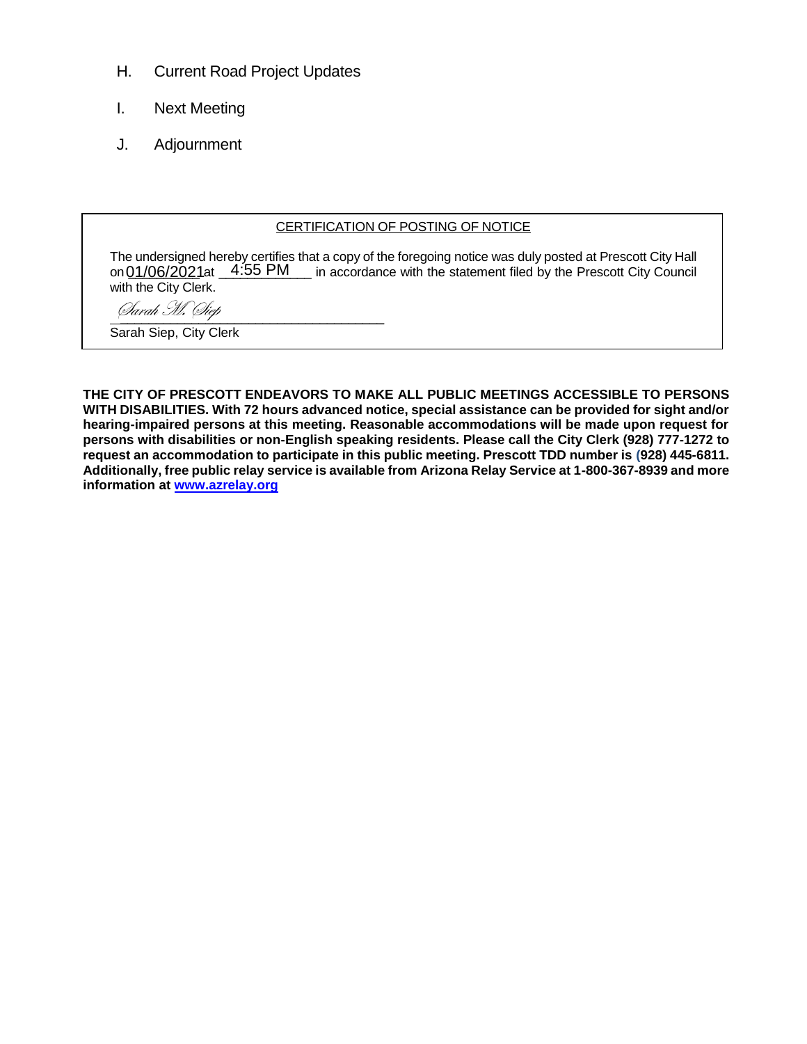H. Current Road Project Updates

I. Next Meeting

J. Adjournment

CERTIFICATION OF POSTING OF NOTICE

The undersigned hereby certifies that a copy of the foregoing notice was duly posted at Prescott City Hall on 01/06/2021 at 4:55 PM in accordance with the statement filed by the Prescott City Council with the City Clerk.

*Sarah M. Siep*

Sarah Siep, City Clerk

**THE CITY OF PRESCOTT ENDEAVORS TO MAKE ALL PUBLIC MEETINGS ACCESSIBLE TO PERSONS WITH DISABILITIES. With 72 hours advanced notice, special assistance can be provided for sight and/or hearing-impaired persons at this meeting. Reasonable accommodations will be made upon request for persons with disabilities or non-English speaking residents. Please call the City Clerk (928) 777-1272 to request an accommodation to participate in this public meeting. Prescott TDD number is (928) 445-6811. Additionally, free public relay service is available from Arizona Relay Service at 1-800-367-8939 and more information at [www.azrelay.org](http://www.azrelay.org)**